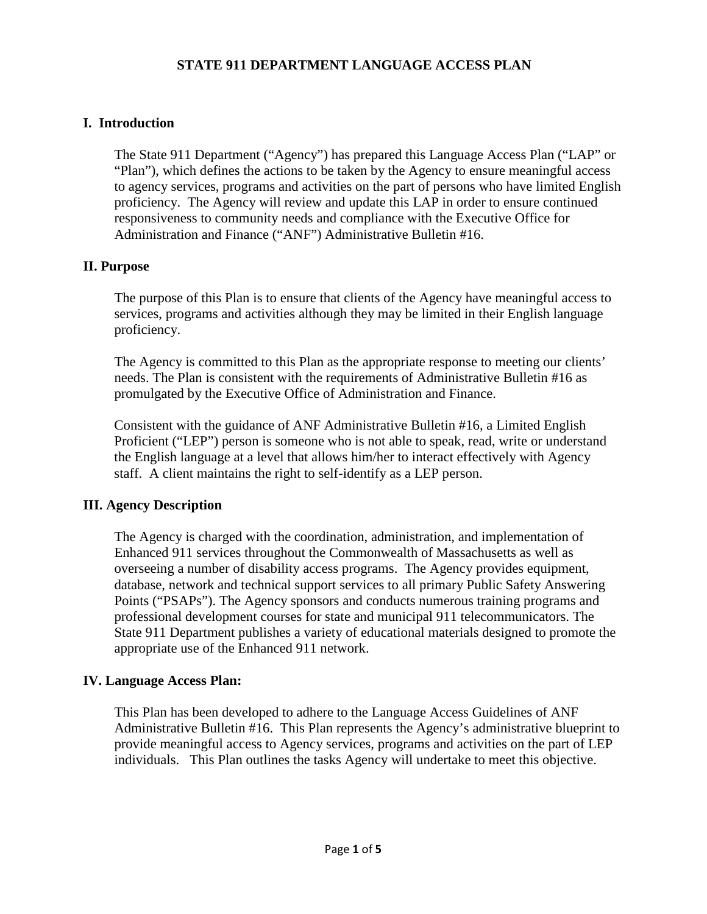# STATE 911 DEPARTMENT LANGUAGE ACCESS PLAN

## I. Introduction

The State 911 Department ("Agency") has prepared this Language Access Plan ("LAP" or "Plan"), which defines the actions to be taken by the Agency to ensure meaningful access to agency services, programs and activities on the part of persons who have limited English proficiency. The Agency will review and update this LAP in order to ensure continued responsiveness to community needs and compliance with the Executive Office for Administration and Finance ("ANF") Administrative Bulletin #16.

## II. Purpose

The purpose of this Plan is to ensure that clients of the Agency have meaningful access to services, programs and activities although they may be limited in their English language proficiency.

The Agency is committed to this Plan as the appropriate response to meeting our clients' needs. The Plan is consistent with the requirements of Administrative Bulletin #16 as promulgated by the Executive Office of Administration and Finance.

Consistent with the guidance of ANF Administrative Bulletin #16, a Limited English Proficient ("LEP") person is someone who is not able to speak, read, write or understand the English language at a level that allows him/her to interact effectively with Agency staff. A client maintains the right to self-identify as a LEP person.

## III. Agency Description

The Agency is charged with the coordination, administration, and implementation of Enhanced 911 services throughout the Commonwealth of Massachusetts as well as overseeing a number of disability access programs. The Agency provides equipment, database, network and technical support services to all primary Public Safety Answering Points ("PSAPs"). The Agency sponsors and conducts numerous training programs and professional development courses for state and municipal 911 telecommunicators. The State 911 Department publishes a variety of educational materials designed to promote the appropriate use of the Enhanced 911 network.

## IV. Language Access Plan:

This Plan has been developed to adhere to the Language Access Guidelines of ANF Administrative Bulletin #16. This Plan represents the Agency's administrative blueprint to provide meaningful access to Agency services, programs and activities on the part of LEP individuals. This Plan outlines the tasks Agency will undertake to meet this objective.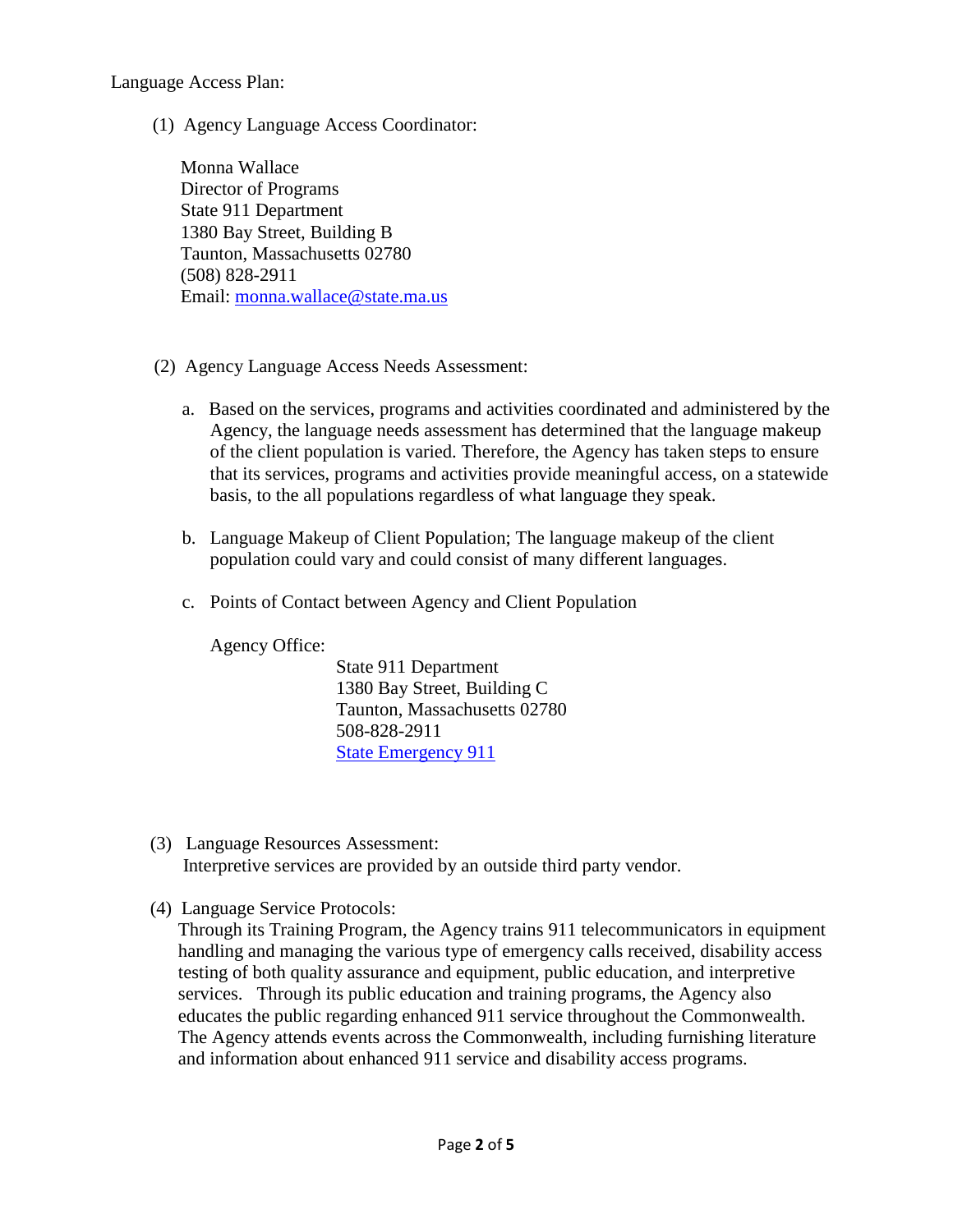Language Access Plan:

(1) Agency Language Access Coordinator:

Monna Wallace
Director of Programs
State 911 Department
1380 Bay Street, Building B
Taunton, Massachusetts 02780
(508) 828-2911
Email: monna.wallace@state.ma.us

(2) Agency Language Access Needs Assessment:

a. Based on the services, programs and activities coordinated and administered by the Agency, the language needs assessment has determined that the language makeup of the client population is varied. Therefore, the Agency has taken steps to ensure that its services, programs and activities provide meaningful access, on a statewide basis, to the all populations regardless of what language they speak.

b. Language Makeup of Client Population; The language makeup of the client population could vary and could consist of many different languages.

c. Points of Contact between Agency and Client Population

Agency Office:

State 911 Department
1380 Bay Street, Building C
Taunton, Massachusetts 02780
508-828-2911
State Emergency 911

(3) Language Resources Assessment:
Interpretive services are provided by an outside third party vendor.

(4) Language Service Protocols:
Through its Training Program, the Agency trains 911 telecommunicators in equipment handling and managing the various type of emergency calls received, disability access testing of both quality assurance and equipment, public education, and interpretive services. Through its public education and training programs, the Agency also educates the public regarding enhanced 911 service throughout the Commonwealth. The Agency attends events across the Commonwealth, including furnishing literature and information about enhanced 911 service and disability access programs.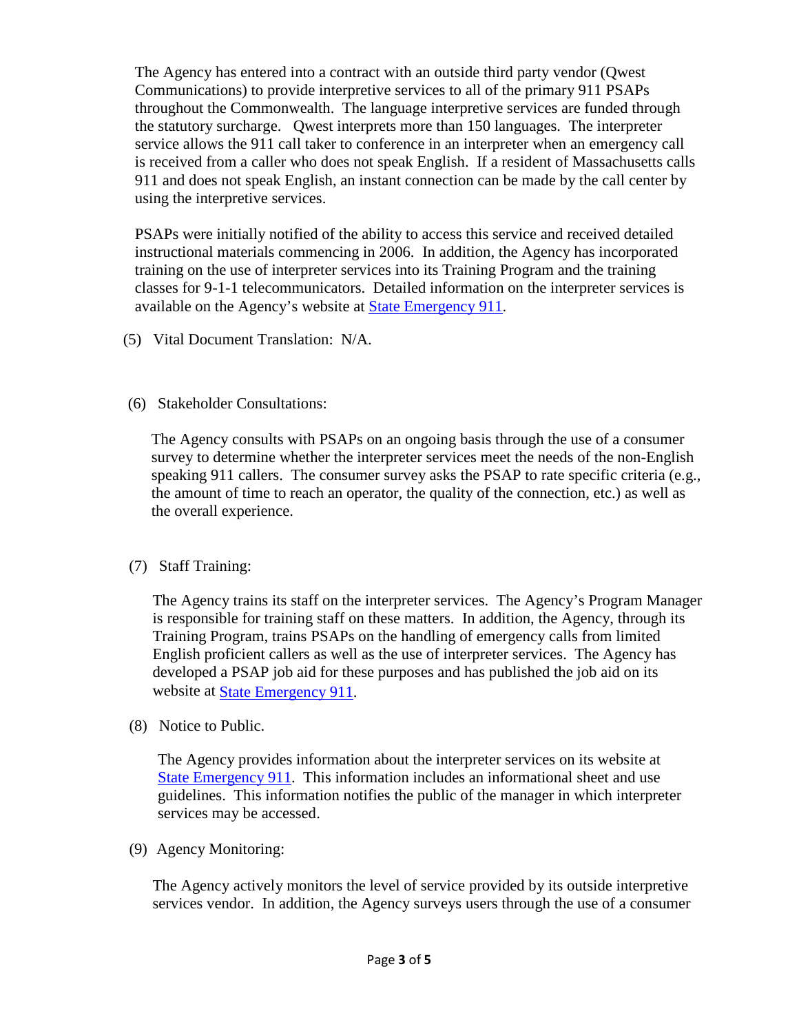The Agency has entered into a contract with an outside third party vendor (Qwest Communications) to provide interpretive services to all of the primary 911 PSAPs throughout the Commonwealth. The language interpretive services are funded through the statutory surcharge. Qwest interprets more than 150 languages. The interpreter service allows the 911 call taker to conference in an interpreter when an emergency call is received from a caller who does not speak English. If a resident of Massachusetts calls 911 and does not speak English, an instant connection can be made by the call center by using the interpretive services.

PSAPs were initially notified of the ability to access this service and received detailed instructional materials commencing in 2006. In addition, the Agency has incorporated training on the use of interpreter services into its Training Program and the training classes for 9-1-1 telecommunicators. Detailed information on the interpreter services is available on the Agency's website at State Emergency 911.

(5) Vital Document Translation: N/A.

(6) Stakeholder Consultations:

The Agency consults with PSAPs on an ongoing basis through the use of a consumer survey to determine whether the interpreter services meet the needs of the non-English speaking 911 callers. The consumer survey asks the PSAP to rate specific criteria (e.g., the amount of time to reach an operator, the quality of the connection, etc.) as well as the overall experience.

(7) Staff Training:

The Agency trains its staff on the interpreter services. The Agency's Program Manager is responsible for training staff on these matters. In addition, the Agency, through its Training Program, trains PSAPs on the handling of emergency calls from limited English proficient callers as well as the use of interpreter services. The Agency has developed a PSAP job aid for these purposes and has published the job aid on its website at State Emergency 911.

(8) Notice to Public.

The Agency provides information about the interpreter services on its website at State Emergency 911. This information includes an informational sheet and use guidelines. This information notifies the public of the manager in which interpreter services may be accessed.

(9) Agency Monitoring:

The Agency actively monitors the level of service provided by its outside interpretive services vendor. In addition, the Agency surveys users through the use of a consumer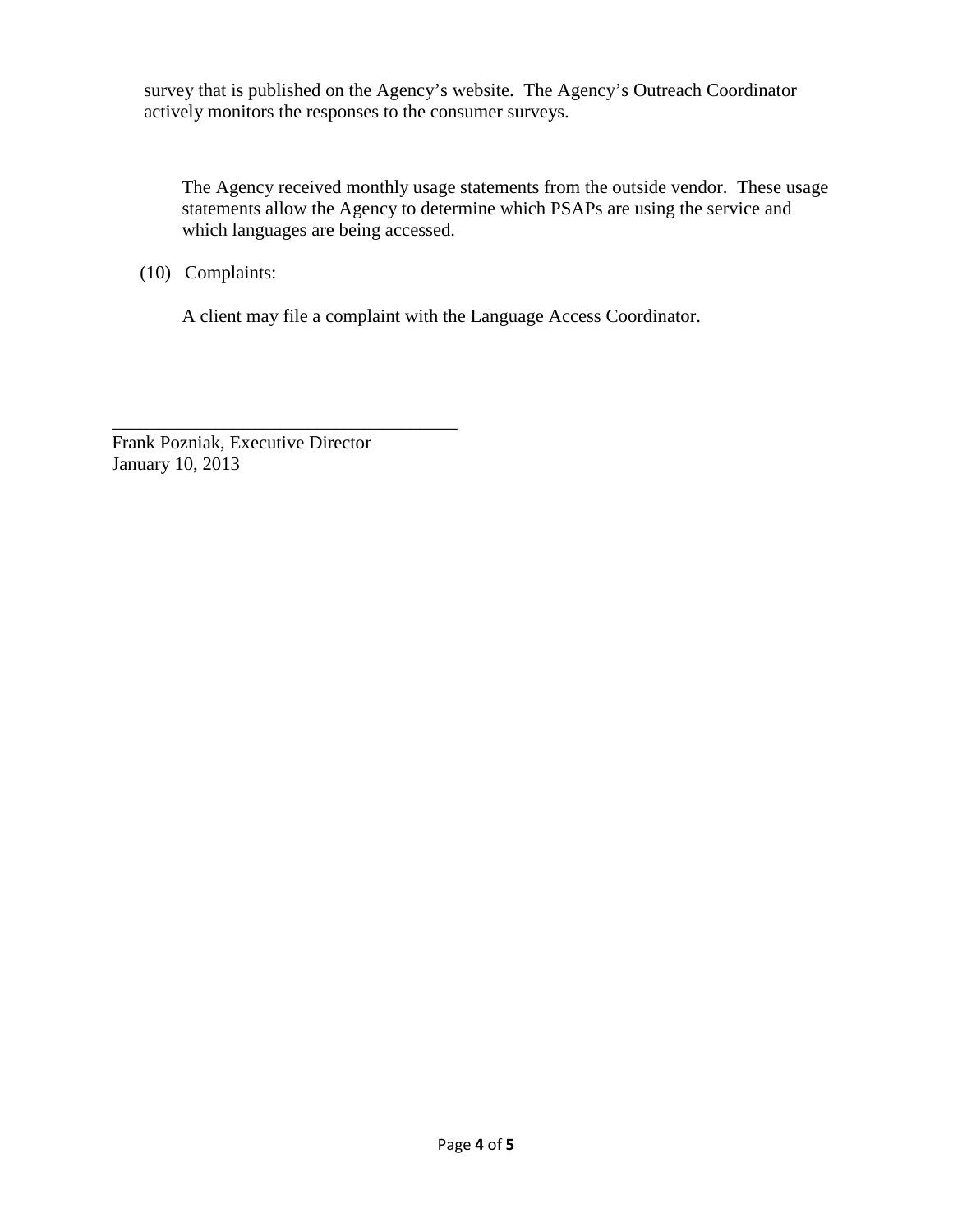survey that is published on the Agency's website. The Agency's Outreach Coordinator actively monitors the responses to the consumer surveys.

The Agency received monthly usage statements from the outside vendor. These usage statements allow the Agency to determine which PSAPs are using the service and which languages are being accessed.

(10) Complaints:

A client may file a complaint with the Language Access Coordinator.

\_\_\_\_\_\_\_\_\_\_\_\_\_\_\_\_\_\_\_\_\_\_\_\_\_\_\_\_\_\_\_\_\_\_\_\_\_\_\_\_

Frank Pozniak, Executive Director
January 10, 2013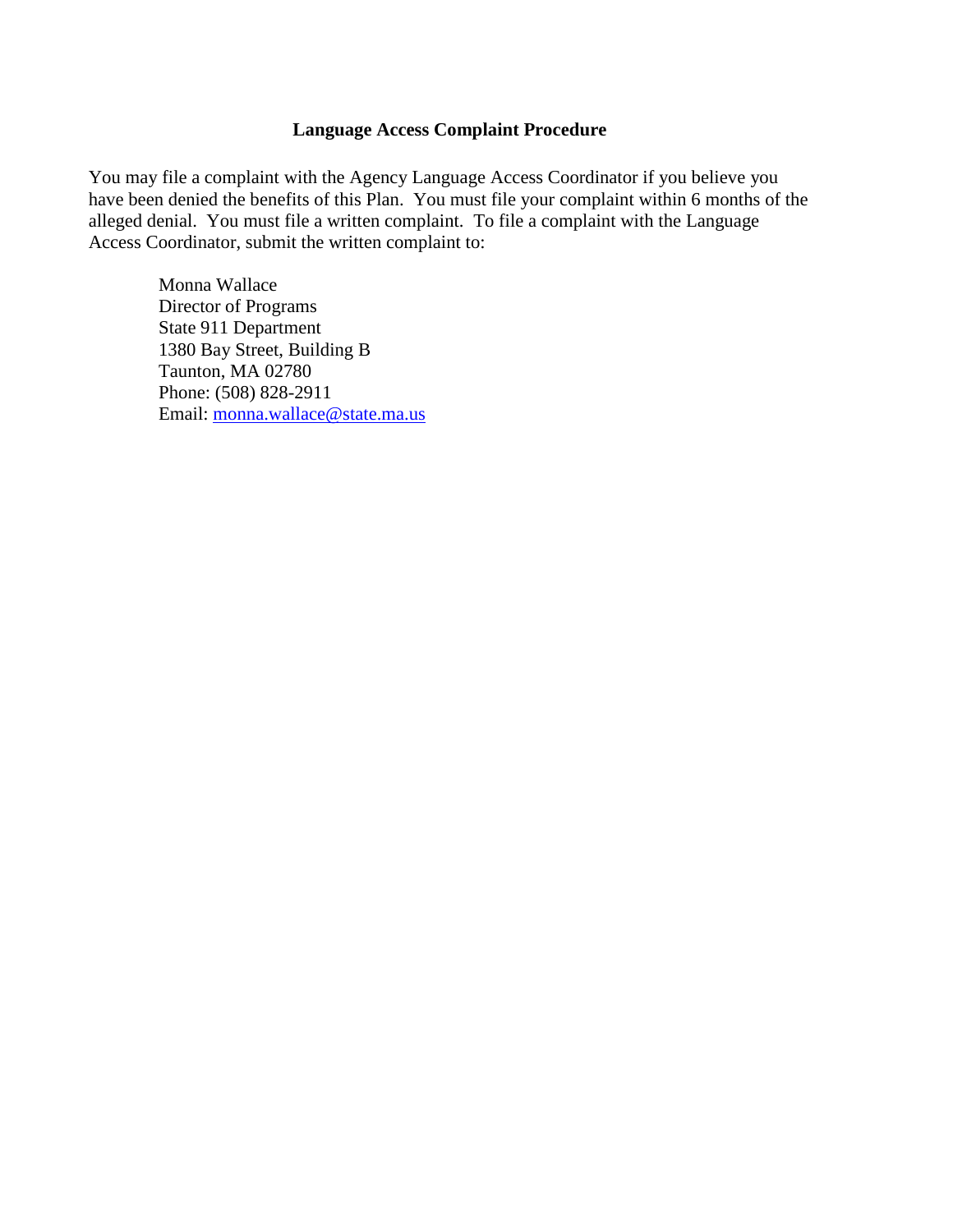## Language Access Complaint Procedure

You may file a complaint with the Agency Language Access Coordinator if you believe you have been denied the benefits of this Plan. You must file your complaint within 6 months of the alleged denial. You must file a written complaint. To file a complaint with the Language Access Coordinator, submit the written complaint to:

Monna Wallace  
Director of Programs  
State 911 Department  
1380 Bay Street, Building B  
Taunton, MA 02780  
Phone: (508) 828-2911  
Email: monna.wallace@state.ma.us